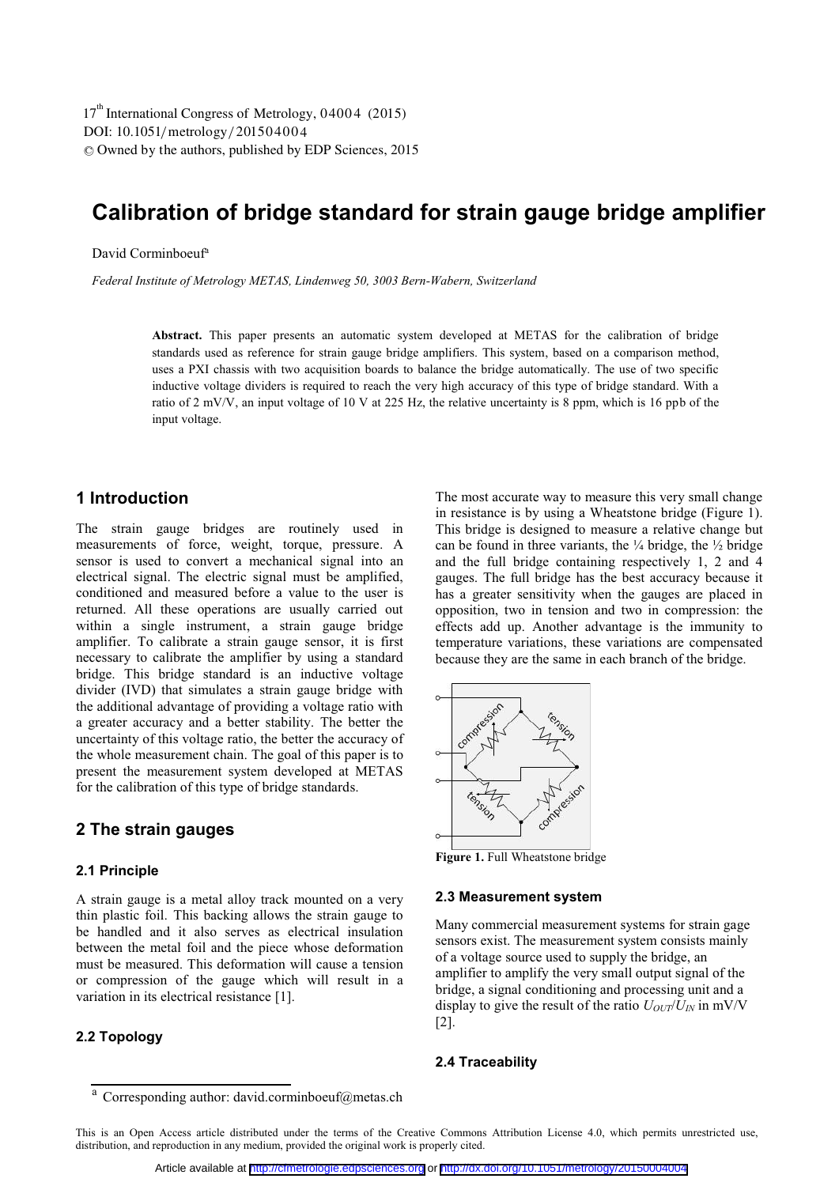# Calibration of bridge standard for strain gauge bridge amplifier

David Corminboeuf[a]

*Federal Institute of Metrology METAS, Lindenweg 50, 3003 Bern-Wabern, Switzerland*

**Abstract.** This paper presents an automatic system developed at METAS for the calibration of bridge standards used as reference for strain gauge bridge amplifiers. This system, based on a comparison method, uses a PXI chassis with two acquisition boards to balance the bridge automatically. The use of two specific inductive voltage dividers is required to reach the very high accuracy of this type of bridge standard. With a ratio of 2 mV/V, an input voltage of 10 V at 225 Hz, the relative uncertainty is 8 ppm, which is 16 ppb of the input voltage.

## 1 Introduction

The strain gauge bridges are routinely used in measurements of force, weight, torque, pressure. A sensor is used to convert a mechanical signal into an electrical signal. The electric signal must be amplified, conditioned and measured before a value to the user is returned. All these operations are usually carried out within a single instrument, a strain gauge bridge amplifier. To calibrate a strain gauge sensor, it is first necessary to calibrate the amplifier by using a standard bridge. This bridge standard is an inductive voltage divider (IVD) that simulates a strain gauge bridge with the additional advantage of providing a voltage ratio with a greater accuracy and a better stability. The better the uncertainty of this voltage ratio, the better the accuracy of the whole measurement chain. The goal of this paper is to present the measurement system developed at METAS for the calibration of this type of bridge standards.

## 2 The strain gauges

### 2.1 Principle

A strain gauge is a metal alloy track mounted on a very thin plastic foil. This backing allows the strain gauge to be handled and it also serves as electrical insulation between the metal foil and the piece whose deformation must be measured. This deformation will cause a tension or compression of the gauge which will result in a variation in its electrical resistance [1].

### 2.2 Topology

The most accurate way to measure this very small change in resistance is by using a Wheatstone bridge (Figure 1). This bridge is designed to measure a relative change but can be found in three variants, the ¼ bridge, the ½ bridge and the full bridge containing respectively 1, 2 and 4 gauges. The full bridge has the best accuracy because it has a greater sensitivity when the gauges are placed in opposition, two in tension and two in compression: the effects add up. Another advantage is the immunity to temperature variations, these variations are compensated because they are the same in each branch of the bridge.

**Figure 1.** Full Wheatstone bridge

### 2.3 Measurement system

Many commercial measurement systems for strain gage sensors exist. The measurement system consists mainly of a voltage source used to supply the bridge, an amplifier to amplify the very small output signal of the bridge, a signal conditioning and processing unit and a display to give the result of the ratio $U_{OUT}/U_{IN}$ in mV/V [2].

### 2.4 Traceability

[a] Corresponding author: david.corminboeuf@metas.ch

This is an Open Access article distributed under the terms of the Creative Commons Attribution License 4.0, which permits unrestricted use, distribution, and reproduction in any medium, provided the original work is properly cited.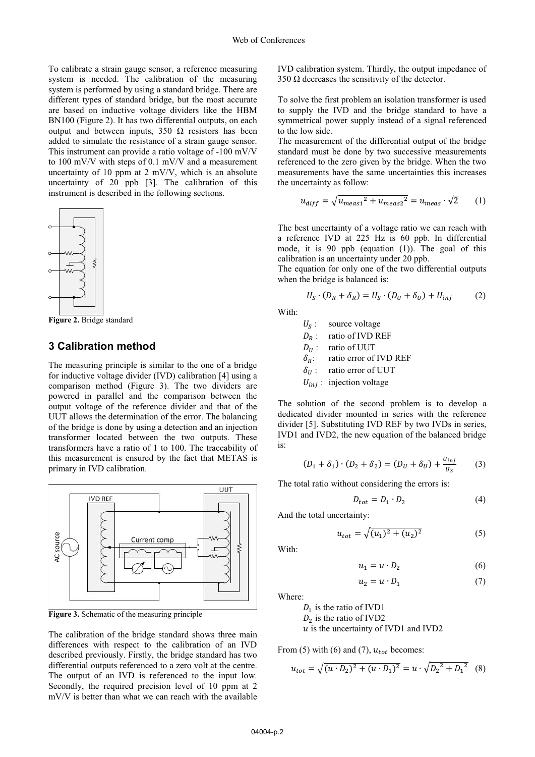To calibrate a strain gauge sensor, a reference measuring system is needed. The calibration of the measuring system is performed by using a standard bridge. There are different types of standard bridge, but the most accurate are based on inductive voltage dividers like the HBM BN100 (Figure 2). It has two differential outputs, on each output and between inputs, 350 Ω resistors has been added to simulate the resistance of a strain gauge sensor. This instrument can provide a ratio voltage of -100 mV/V to 100 mV/V with steps of 0.1 mV/V and a measurement uncertainty of 10 ppm at 2 mV/V, which is an absolute uncertainty of 20 ppb [3]. The calibration of this instrument is described in the following sections.

**Figure 2.** Bridge standard

## 3 Calibration method

The measuring principle is similar to the one of a bridge for inductive voltage divider (IVD) calibration [4] using a comparison method (Figure 3). The two dividers are powered in parallel and the comparison between the output voltage of the reference divider and that of the UUT allows the determination of the error. The balancing of the bridge is done by using a detection and an injection transformer located between the two outputs. These transformers have a ratio of 1 to 100. The traceability of this measurement is ensured by the fact that METAS is primary in IVD calibration.

**Figure 3.** Schematic of the measuring principle

The calibration of the bridge standard shows three main differences with respect to the calibration of an IVD described previously. Firstly, the bridge standard has two differential outputs referenced to a zero volt at the centre. The output of an IVD is referenced to the input low. Secondly, the required precision level of 10 ppm at 2 mV/V is better than what we can reach with the available IVD calibration system. Thirdly, the output impedance of 350 Ω decreases the sensitivity of the detector.

To solve the first problem an isolation transformer is used to supply the IVD and the bridge standard to have a symmetrical power supply instead of a signal referenced to the low side.

The measurement of the differential output of the bridge standard must be done by two successive measurements referenced to the zero given by the bridge. When the two measurements have the same uncertainties this increases the uncertainty as follow:

$$u_{diff} = \sqrt{{u_{meas1}}^2 + {u_{meas2}}^2} = u_{meas} \cdot \sqrt{2} \qquad (1)$$

The best uncertainty of a voltage ratio we can reach with a reference IVD at 225 Hz is 60 ppb. In differential mode, it is 90 ppb (equation (1)). The goal of this calibration is an uncertainty under 20 ppb.

The equation for only one of the two differential outputs when the bridge is balanced is:

$$U_S \cdot (D_R + \delta_R) = U_S \cdot (D_U + \delta_U) + U_{inj} \qquad (2)$$

With:

- $U_S$ : source voltage
- $D_R$ : ratio of IVD REF
- $D_U$ : ratio of UUT
- $\delta_R$: ratio error of IVD REF
- $\delta_U$ : ratio error of UUT
- $U_{inj}$ : injection voltage

The solution of the second problem is to develop a dedicated divider mounted in series with the reference divider [5]. Substituting IVD REF by two IVDs in series, IVD1 and IVD2, the new equation of the balanced bridge is:

$$(D_1 + \delta_1) \cdot (D_2 + \delta_2) = (D_U + \delta_U) + \frac{U_{inj}}{U_S} \qquad (3)$$

The total ratio without considering the errors is:

$$D_{tot} = D_1 \cdot D_2 \qquad (4)$$

And the total uncertainty:

$$u_{tot} = \sqrt{(u_1)^2 + (u_2)^2} \qquad (5)$$

With:

$$u_1 = u \cdot D_2 \qquad (6)$$

$$u_2 = u \cdot D_1 \qquad (7)$$

Where:

- $D_1$ is the ratio of IVD1
- $D_2$ is the ratio of IVD2
- $u$ is the uncertainty of IVD1 and IVD2

From (5) with (6) and (7), $u_{tot}$ becomes:

$$u_{tot} = \sqrt{(u \cdot D_2)^2 + (u \cdot D_1)^2} = u \cdot \sqrt{{D_2}^2 + {D_1}^2} \qquad (8)$$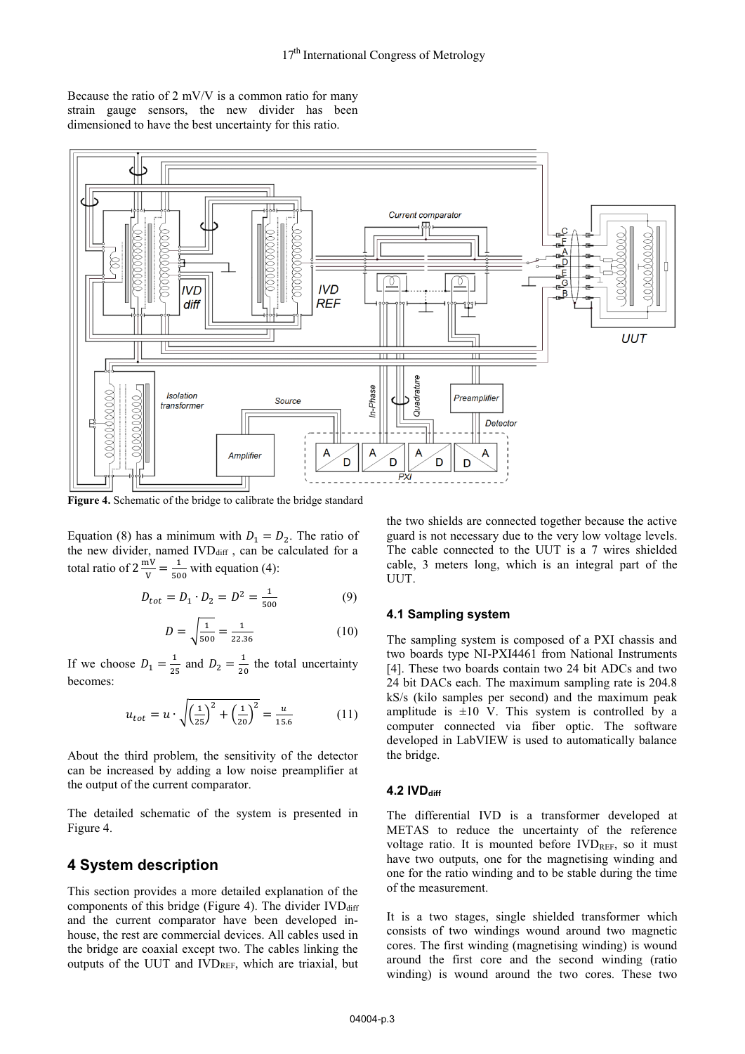Because the ratio of 2 mV/V is a common ratio for many strain gauge sensors, the new divider has been dimensioned to have the best uncertainty for this ratio.

**Figure 4.** Schematic of the bridge to calibrate the bridge standard

Equation (8) has a minimum with $D_1 = D_2$. The ratio of the new divider, named $IVD_{diff}$ , can be calculated for a total ratio of $2\,\frac{\text{mV}}{\text{V}} = \frac{1}{500}$ with equation (4):

$$D_{tot} = D_1 \cdot D_2 = D^2 = \frac{1}{500} \tag{9}$$

$$D = \sqrt{\frac{1}{500}} = \frac{1}{22.36} \tag{10}$$

If we choose $D_1 = \frac{1}{25}$ and $D_2 = \frac{1}{20}$ the total uncertainty becomes:

$$u_{tot} = u \cdot \sqrt{\left(\frac{1}{25}\right)^2 + \left(\frac{1}{20}\right)^2} = \frac{u}{15.6} \tag{11}$$

About the third problem, the sensitivity of the detector can be increased by adding a low noise preamplifier at the output of the current comparator.

The detailed schematic of the system is presented in Figure 4.

## 4 System description

This section provides a more detailed explanation of the components of this bridge (Figure 4). The divider $IVD_{diff}$ and the current comparator have been developed in-house, the rest are commercial devices. All cables used in the bridge are coaxial except two. The cables linking the outputs of the UUT and $IVD_{REF}$, which are triaxial, but the two shields are connected together because the active guard is not necessary due to the very low voltage levels. The cable connected to the UUT is a 7 wires shielded cable, 3 meters long, which is an integral part of the UUT.

### 4.1 Sampling system

The sampling system is composed of a PXI chassis and two boards type NI-PXI4461 from National Instruments [4]. These two boards contain two 24 bit ADCs and two 24 bit DACs each. The maximum sampling rate is 204.8 kS/s (kilo samples per second) and the maximum peak amplitude is ±10 V. This system is controlled by a computer connected via fiber optic. The software developed in LabVIEW is used to automatically balance the bridge.

### 4.2 $IVD_{diff}$

The differential IVD is a transformer developed at METAS to reduce the uncertainty of the reference voltage ratio. It is mounted before $IVD_{REF}$, so it must have two outputs, one for the magnetising winding and one for the ratio winding and to be stable during the time of the measurement.

It is a two stages, single shielded transformer which consists of two windings wound around two magnetic cores. The first winding (magnetising winding) is wound around the first core and the second winding (ratio winding) is wound around the two cores. These two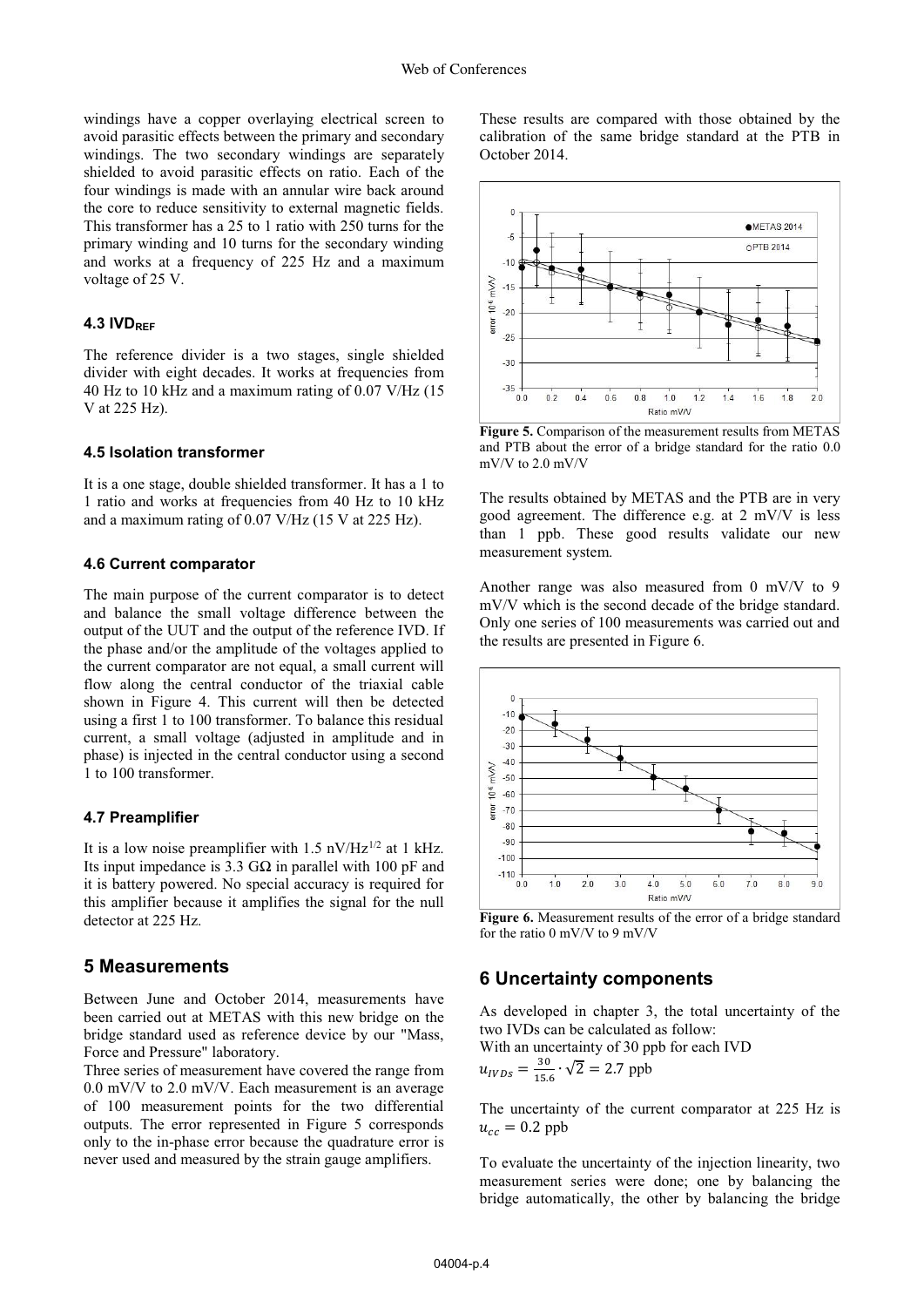windings have a copper overlaying electrical screen to avoid parasitic effects between the primary and secondary windings. The two secondary windings are separately shielded to avoid parasitic effects on ratio. Each of the four windings is made with an annular wire back around the core to reduce sensitivity to external magnetic fields. This transformer has a 25 to 1 ratio with 250 turns for the primary winding and 10 turns for the secondary winding and works at a frequency of 225 Hz and a maximum voltage of 25 V.

### 4.3 IVD$_{REF}$

The reference divider is a two stages, single shielded divider with eight decades. It works at frequencies from 40 Hz to 10 kHz and a maximum rating of 0.07 V/Hz (15 V at 225 Hz).

### 4.5 Isolation transformer

It is a one stage, double shielded transformer. It has a 1 to 1 ratio and works at frequencies from 40 Hz to 10 kHz and a maximum rating of 0.07 V/Hz (15 V at 225 Hz).

### 4.6 Current comparator

The main purpose of the current comparator is to detect and balance the small voltage difference between the output of the UUT and the output of the reference IVD. If the phase and/or the amplitude of the voltages applied to the current comparator are not equal, a small current will flow along the central conductor of the triaxial cable shown in Figure 4. This current will then be detected using a first 1 to 100 transformer. To balance this residual current, a small voltage (adjusted in amplitude and in phase) is injected in the central conductor using a second 1 to 100 transformer.

### 4.7 Preamplifier

It is a low noise preamplifier with 1.5 nV/Hz$^{1/2}$ at 1 kHz. Its input impedance is 3.3 GΩ in parallel with 100 pF and it is battery powered. No special accuracy is required for this amplifier because it amplifies the signal for the null detector at 225 Hz.

## 5 Measurements

Between June and October 2014, measurements have been carried out at METAS with this new bridge on the bridge standard used as reference device by our "Mass, Force and Pressure" laboratory.

Three series of measurement have covered the range from 0.0 mV/V to 2.0 mV/V. Each measurement is an average of 100 measurement points for the two differential outputs. The error represented in Figure 5 corresponds only to the in-phase error because the quadrature error is never used and measured by the strain gauge amplifiers.

These results are compared with those obtained by the calibration of the same bridge standard at the PTB in October 2014.

**Figure 5.** Comparison of the measurement results from METAS and PTB about the error of a bridge standard for the ratio 0.0 mV/V to 2.0 mV/V

The results obtained by METAS and the PTB are in very good agreement. The difference e.g. at 2 mV/V is less than 1 ppb. These good results validate our new measurement system.

Another range was also measured from 0 mV/V to 9 mV/V which is the second decade of the bridge standard. Only one series of 100 measurements was carried out and the results are presented in Figure 6.

**Figure 6.** Measurement results of the error of a bridge standard for the ratio 0 mV/V to 9 mV/V

## 6 Uncertainty components

As developed in chapter 3, the total uncertainty of the two IVDs can be calculated as follow:

With an uncertainty of 30 ppb for each IVD

$$u_{IVDs} = \frac{30}{15.6} \cdot \sqrt{2} = 2.7 \text{ ppb}$$

The uncertainty of the current comparator at 225 Hz is $u_{cc} = 0.2$ ppb

To evaluate the uncertainty of the injection linearity, two measurement series were done; one by balancing the bridge automatically, the other by balancing the bridge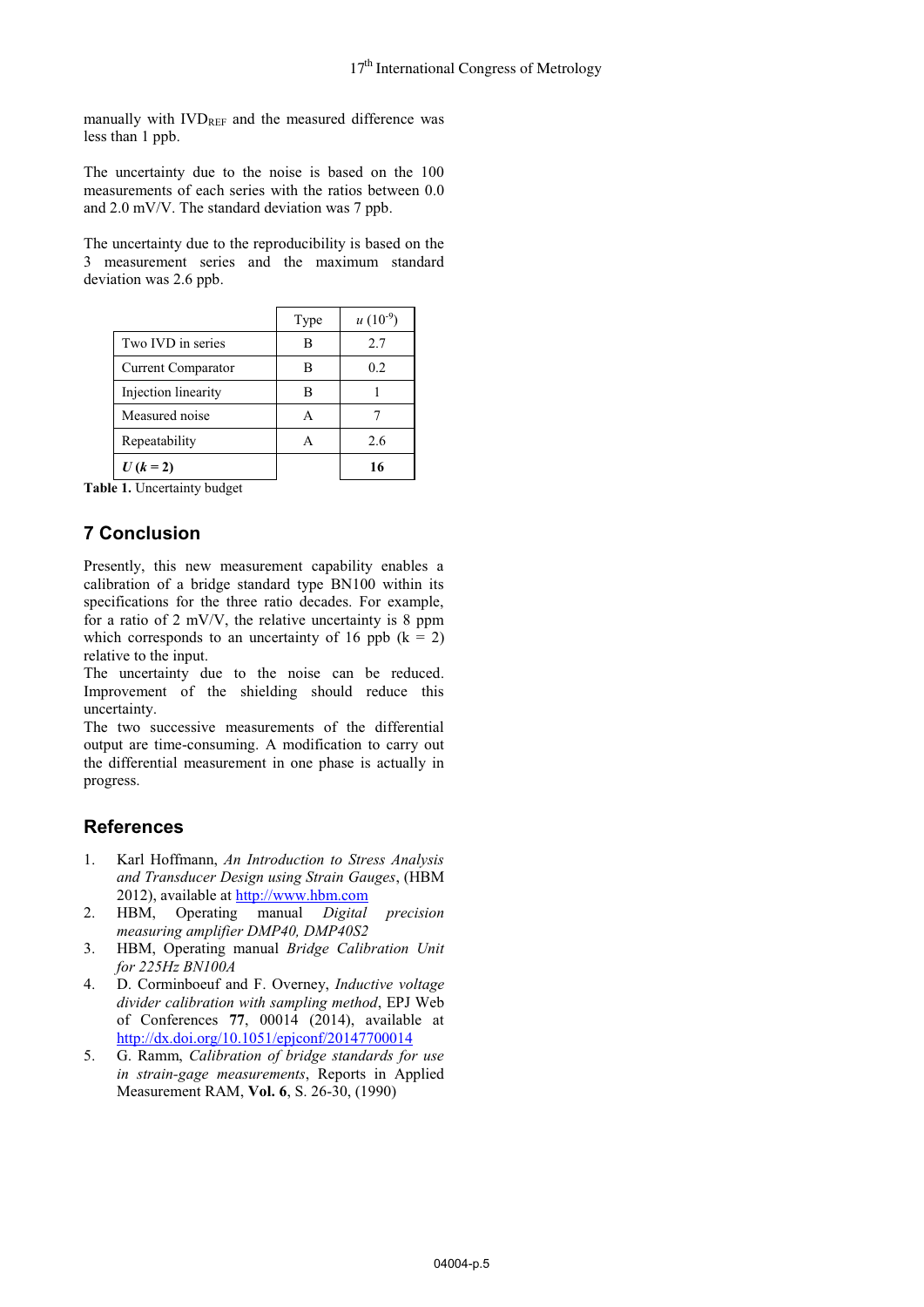manually with $IVD_{REF}$ and the measured difference was less than 1 ppb.

The uncertainty due to the noise is based on the 100 measurements of each series with the ratios between 0.0 and 2.0 mV/V. The standard deviation was 7 ppb.

The uncertainty due to the reproducibility is based on the 3 measurement series and the maximum standard deviation was 2.6 ppb.

| | Type | $u$ ($10^{-9}$) |
|---|---|---|
| Two IVD in series | B | 2.7 |
| Current Comparator | B | 0.2 |
| Injection linearity | B | 1 |
| Measured noise | A | 7 |
| Repeatability | A | 2.6 |
| ***U* (*k* = 2)** | | **16** |

**Table 1.** Uncertainty budget

## 7 Conclusion

Presently, this new measurement capability enables a calibration of a bridge standard type BN100 within its specifications for the three ratio decades. For example, for a ratio of 2 mV/V, the relative uncertainty is 8 ppm which corresponds to an uncertainty of 16 ppb ($k = 2$) relative to the input.

The uncertainty due to the noise can be reduced. Improvement of the shielding should reduce this uncertainty.

The two successive measurements of the differential output are time-consuming. A modification to carry out the differential measurement in one phase is actually in progress.

## References

1. Karl Hoffmann, *An Introduction to Stress Analysis and Transducer Design using Strain Gauges*, (HBM 2012), available at http://www.hbm.com
2. HBM, Operating manual *Digital precision measuring amplifier DMP40, DMP40S2*
3. HBM, Operating manual *Bridge Calibration Unit for 225Hz BN100A*
4. D. Corminboeuf and F. Overney, *Inductive voltage divider calibration with sampling method*, EPJ Web of Conferences **77**, 00014 (2014), available at http://dx.doi.org/10.1051/epjconf/20147700014
5. G. Ramm, *Calibration of bridge standards for use in strain-gage measurements*, Reports in Applied Measurement RAM, **Vol. 6**, S. 26-30, (1990)